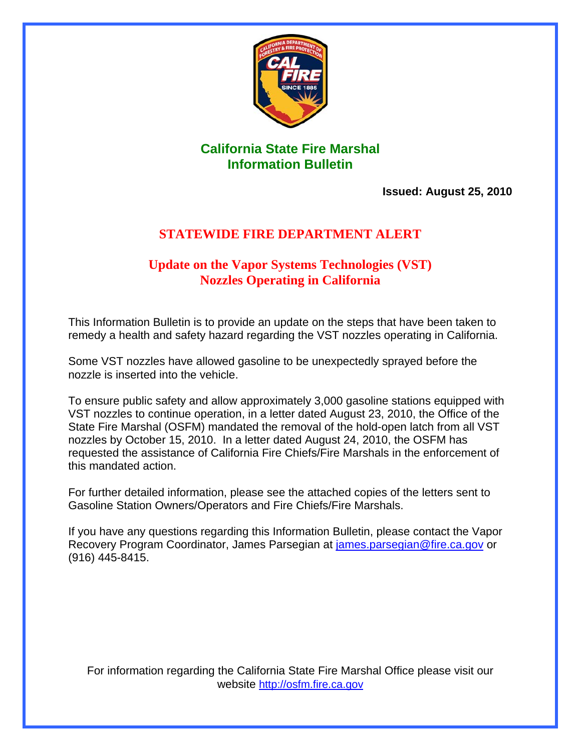# California State Fire Marshal Information Bulletin

**Issued: August 25, 2010**

## STATEWIDE FIRE DEPARTMENT ALERT

## Update on the Vapor Systems Technologies (VST) Nozzles Operating in California

This Information Bulletin is to provide an update on the steps that have been taken to remedy a health and safety hazard regarding the VST nozzles operating in California.

Some VST nozzles have allowed gasoline to be unexpectedly sprayed before the nozzle is inserted into the vehicle.

To ensure public safety and allow approximately 3,000 gasoline stations equipped with VST nozzles to continue operation, in a letter dated August 23, 2010, the Office of the State Fire Marshal (OSFM) mandated the removal of the hold-open latch from all VST nozzles by October 15, 2010. In a letter dated August 24, 2010, the OSFM has requested the assistance of California Fire Chiefs/Fire Marshals in the enforcement of this mandated action.

For further detailed information, please see the attached copies of the letters sent to Gasoline Station Owners/Operators and Fire Chiefs/Fire Marshals.

If you have any questions regarding this Information Bulletin, please contact the Vapor Recovery Program Coordinator, James Parsegian at james.parsegian@fire.ca.gov or (916) 445-8415.

For information regarding the California State Fire Marshal Office please visit our website http://osfm.fire.ca.gov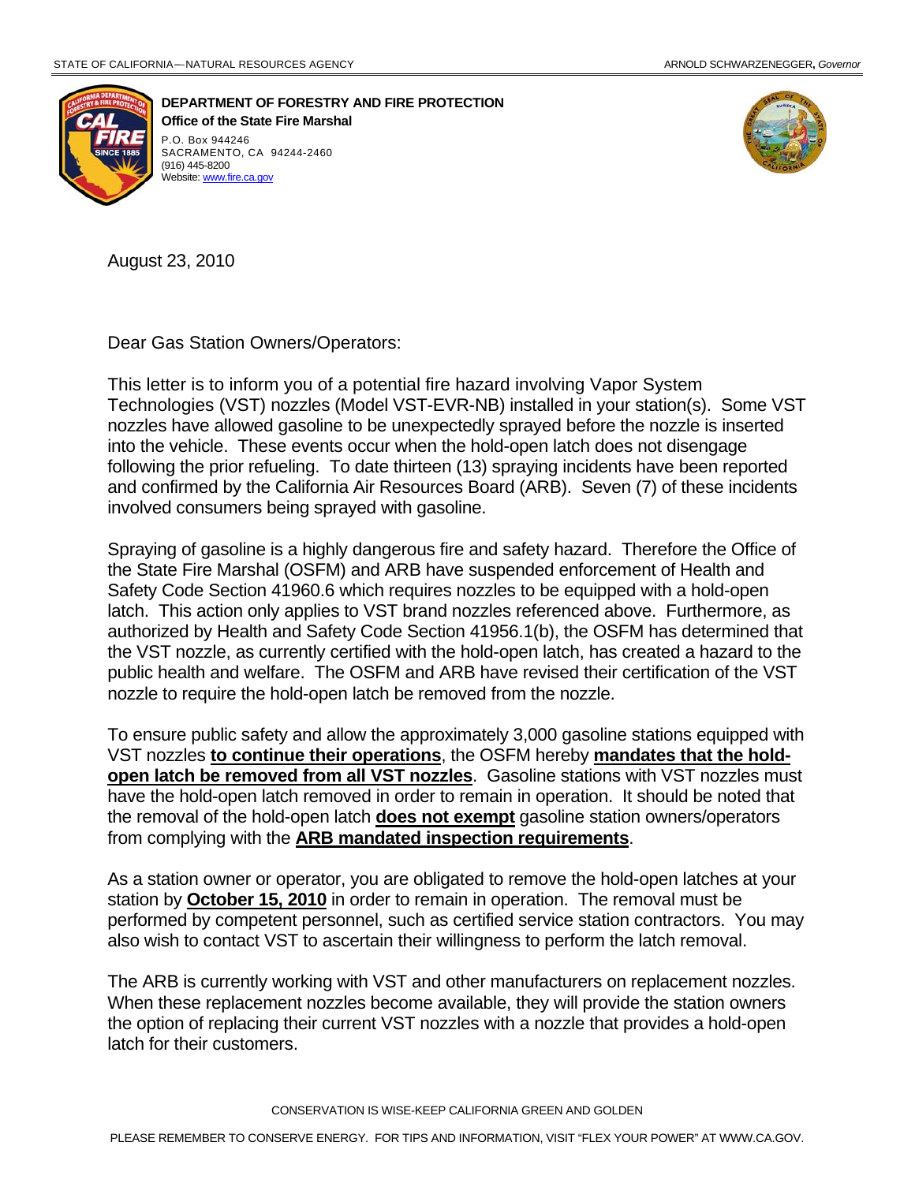STATE OF CALIFORNIA—NATURAL RESOURCES AGENCY — ARNOLD SCHWARZENEGGER, *Governor*

**DEPARTMENT OF FORESTRY AND FIRE PROTECTION**
**Office of the State Fire Marshal**
P.O. Box 944246
SACRAMENTO, CA 94244-2460
(916) 445-8200
Website: www.fire.ca.gov

August 23, 2010

Dear Gas Station Owners/Operators:

This letter is to inform you of a potential fire hazard involving Vapor System Technologies (VST) nozzles (Model VST-EVR-NB) installed in your station(s). Some VST nozzles have allowed gasoline to be unexpectedly sprayed before the nozzle is inserted into the vehicle. These events occur when the hold-open latch does not disengage following the prior refueling. To date thirteen (13) spraying incidents have been reported and confirmed by the California Air Resources Board (ARB). Seven (7) of these incidents involved consumers being sprayed with gasoline.

Spraying of gasoline is a highly dangerous fire and safety hazard. Therefore the Office of the State Fire Marshal (OSFM) and ARB have suspended enforcement of Health and Safety Code Section 41960.6 which requires nozzles to be equipped with a hold-open latch. This action only applies to VST brand nozzles referenced above. Furthermore, as authorized by Health and Safety Code Section 41956.1(b), the OSFM has determined that the VST nozzle, as currently certified with the hold-open latch, has created a hazard to the public health and welfare. The OSFM and ARB have revised their certification of the VST nozzle to require the hold-open latch be removed from the nozzle.

To ensure public safety and allow the approximately 3,000 gasoline stations equipped with VST nozzles **to continue their operations**, the OSFM hereby **mandates that the hold-open latch be removed from all VST nozzles**. Gasoline stations with VST nozzles must have the hold-open latch removed in order to remain in operation. It should be noted that the removal of the hold-open latch **does not exempt** gasoline station owners/operators from complying with the **ARB mandated inspection requirements**.

As a station owner or operator, you are obligated to remove the hold-open latches at your station by **October 15, 2010** in order to remain in operation. The removal must be performed by competent personnel, such as certified service station contractors. You may also wish to contact VST to ascertain their willingness to perform the latch removal.

The ARB is currently working with VST and other manufacturers on replacement nozzles. When these replacement nozzles become available, they will provide the station owners the option of replacing their current VST nozzles with a nozzle that provides a hold-open latch for their customers.

CONSERVATION IS WISE-KEEP CALIFORNIA GREEN AND GOLDEN

PLEASE REMEMBER TO CONSERVE ENERGY. FOR TIPS AND INFORMATION, VISIT "FLEX YOUR POWER" AT WWW.CA.GOV.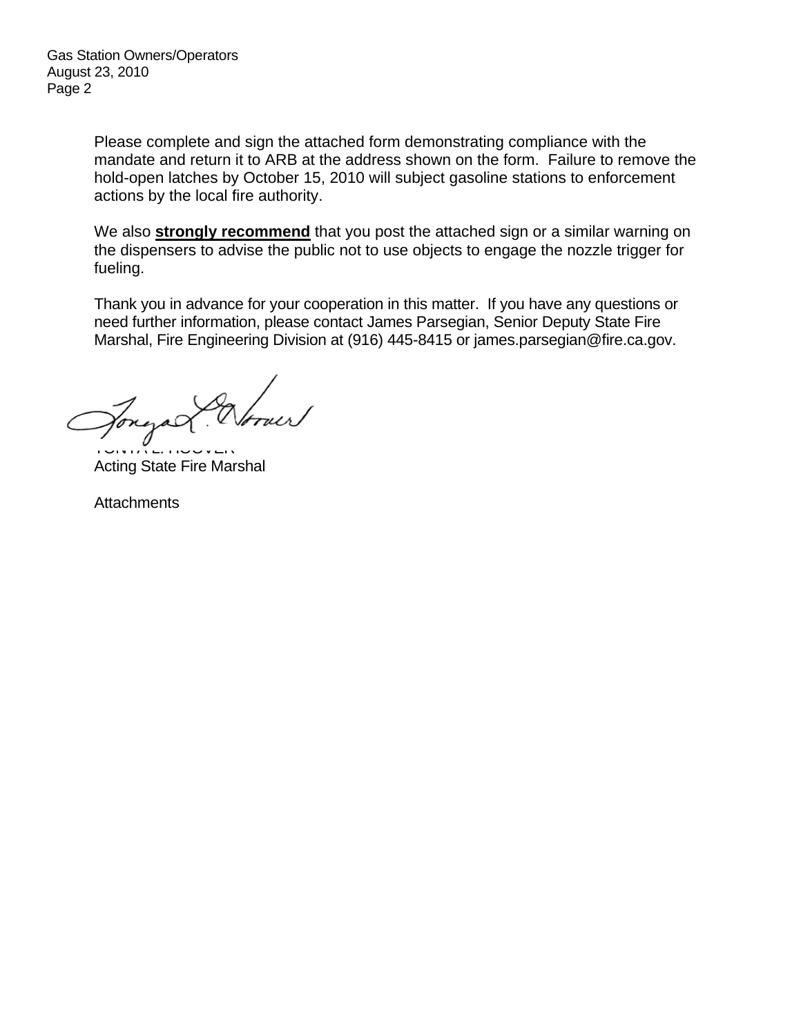Please complete and sign the attached form demonstrating compliance with the mandate and return it to ARB at the address shown on the form. Failure to remove the hold-open latches by October 15, 2010 will subject gasoline stations to enforcement actions by the local fire authority.

We also **strongly recommend** that you post the attached sign or a similar warning on the dispensers to advise the public not to use objects to engage the nozzle trigger for fueling.

Thank you in advance for your cooperation in this matter. If you have any questions or need further information, please contact James Parsegian, Senior Deputy State Fire Marshal, Fire Engineering Division at (916) 445-8415 or james.parsegian@fire.ca.gov.

TONYA L. HOOVER
Acting State Fire Marshal

Attachments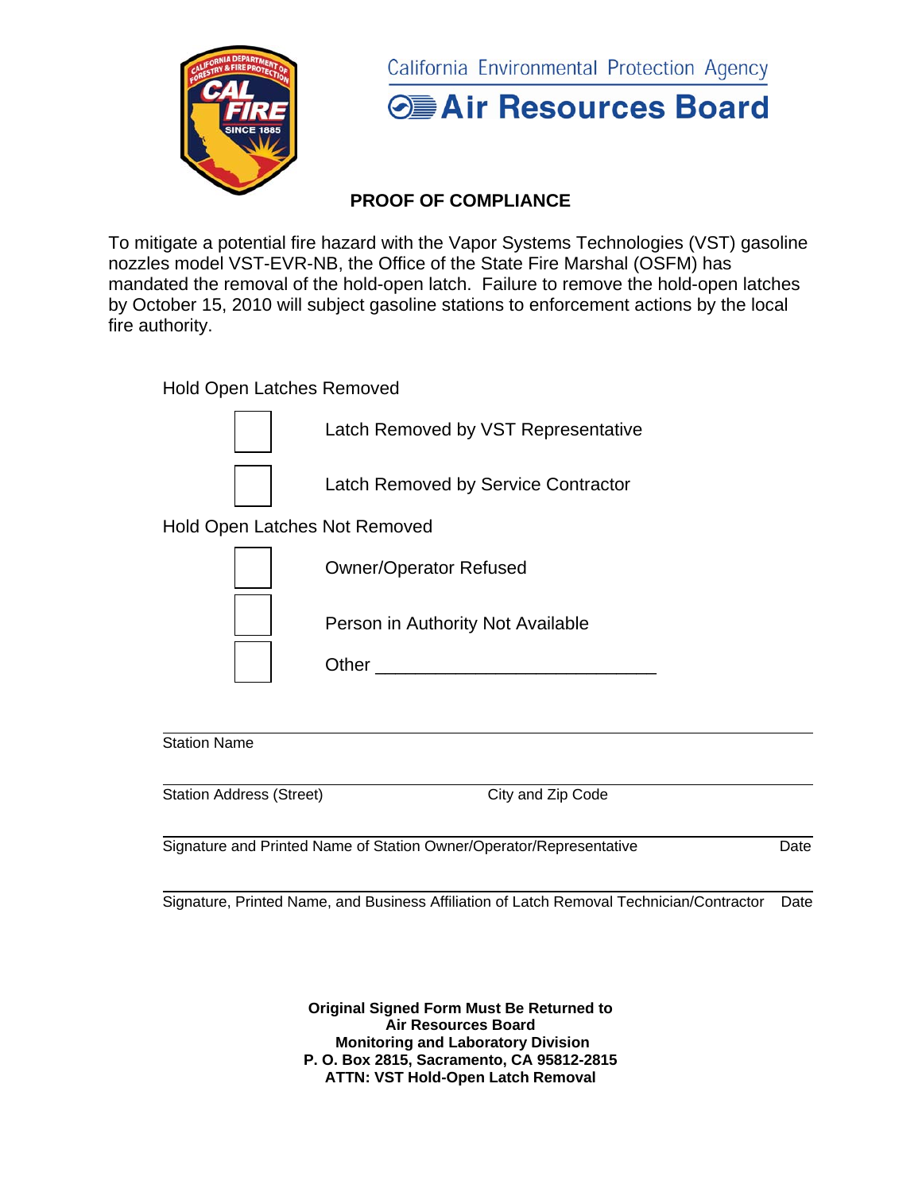California Environmental Protection Agency

**Air Resources Board**

## PROOF OF COMPLIANCE

To mitigate a potential fire hazard with the Vapor Systems Technologies (VST) gasoline nozzles model VST-EVR-NB, the Office of the State Fire Marshal (OSFM) has mandated the removal of the hold-open latch. Failure to remove the hold-open latches by October 15, 2010 will subject gasoline stations to enforcement actions by the local fire authority.

Hold Open Latches Removed

- ☐ Latch Removed by VST Representative
- ☐ Latch Removed by Service Contractor

Hold Open Latches Not Removed

- ☐ Owner/Operator Refused
- ☐ Person in Authority Not Available
- ☐ Other ___________________________

___________________________________________________________

Station Name

___________________________________________________________

Station Address (Street) City and Zip Code

___________________________________________________________

Signature and Printed Name of Station Owner/Operator/Representative Date

___________________________________________________________

Signature, Printed Name, and Business Affiliation of Latch Removal Technician/Contractor Date

**Original Signed Form Must Be Returned to**
**Air Resources Board**
**Monitoring and Laboratory Division**
**P. O. Box 2815, Sacramento, CA 95812-2815**
**ATTN: VST Hold-Open Latch Removal**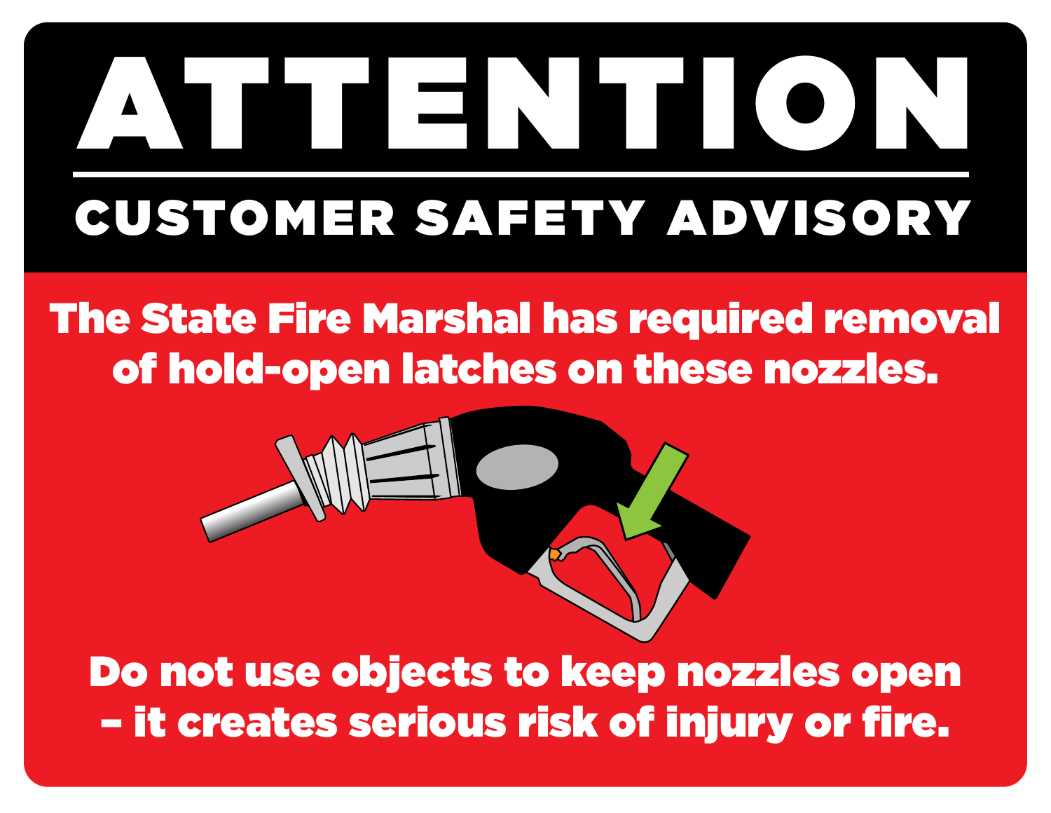# ATTENTION

## CUSTOMER SAFETY ADVISORY

**The State Fire Marshal has required removal of hold-open latches on these nozzles.**

**Do not use objects to keep nozzles open – it creates serious risk of injury or fire.**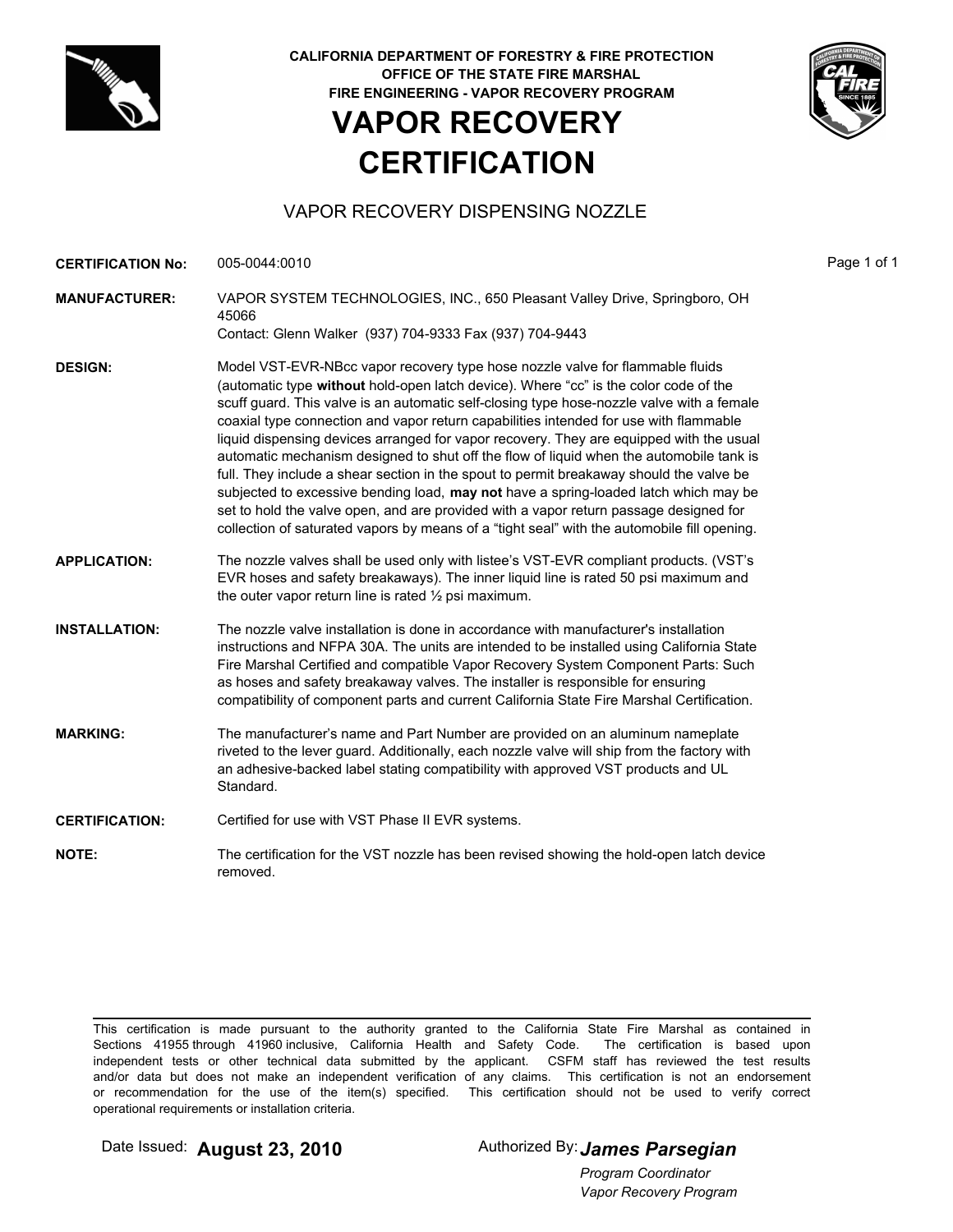**CALIFORNIA DEPARTMENT OF FORESTRY & FIRE PROTECTION**
**OFFICE OF THE STATE FIRE MARSHAL**
**FIRE ENGINEERING - VAPOR RECOVERY PROGRAM**

# VAPOR RECOVERY CERTIFICATION

## VAPOR RECOVERY DISPENSING NOZZLE

**CERTIFICATION No:** 005-0044:0010

**MANUFACTURER:** VAPOR SYSTEM TECHNOLOGIES, INC., 650 Pleasant Valley Drive, Springboro, OH 45066
Contact: Glenn Walker (937) 704-9333 Fax (937) 704-9443

**DESIGN:** Model VST-EVR-NBcc vapor recovery type hose nozzle valve for flammable fluids (automatic type **without** hold-open latch device). Where "cc" is the color code of the scuff guard. This valve is an automatic self-closing type hose-nozzle valve with a female coaxial type connection and vapor return capabilities intended for use with flammable liquid dispensing devices arranged for vapor recovery. They are equipped with the usual automatic mechanism designed to shut off the flow of liquid when the automobile tank is full. They include a shear section in the spout to permit breakaway should the valve be subjected to excessive bending load, **may not** have a spring-loaded latch which may be set to hold the valve open, and are provided with a vapor return passage designed for collection of saturated vapors by means of a "tight seal" with the automobile fill opening.

**APPLICATION:** The nozzle valves shall be used only with listee's VST-EVR compliant products. (VST's EVR hoses and safety breakaways). The inner liquid line is rated 50 psi maximum and the outer vapor return line is rated ½ psi maximum.

**INSTALLATION:** The nozzle valve installation is done in accordance with manufacturer's installation instructions and NFPA 30A. The units are intended to be installed using California State Fire Marshal Certified and compatible Vapor Recovery System Component Parts: Such as hoses and safety breakaway valves. The installer is responsible for ensuring compatibility of component parts and current California State Fire Marshal Certification.

**MARKING:** The manufacturer's name and Part Number are provided on an aluminum nameplate riveted to the lever guard. Additionally, each nozzle valve will ship from the factory with an adhesive-backed label stating compatibility with approved VST products and UL Standard.

**CERTIFICATION:** Certified for use with VST Phase II EVR systems.

**NOTE:** The certification for the VST nozzle has been revised showing the hold-open latch device removed.

---

This certification is made pursuant to the authority granted to the California State Fire Marshal as contained in Sections 41955 through 41960 inclusive, California Health and Safety Code. The certification is based upon independent tests or other technical data submitted by the applicant. CSFM staff has reviewed the test results and/or data but does not make an independent verification of any claims. This certification is not an endorsement or recommendation for the use of the item(s) specified. This certification should not be used to verify correct operational requirements or installation criteria.

Date Issued: **August 23, 2010**

Authorized By: ***James Parsegian***
*Program Coordinator*
*Vapor Recovery Program*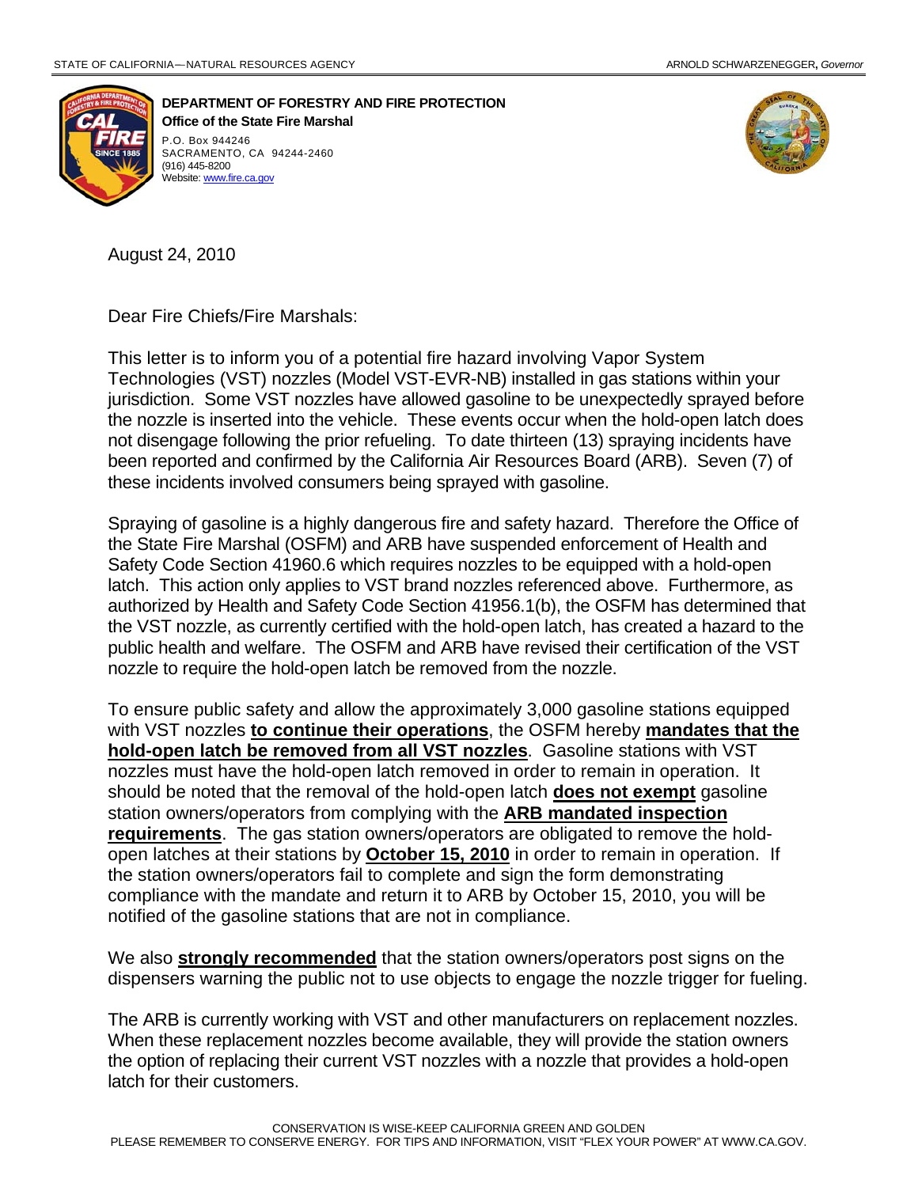STATE OF CALIFORNIA—NATURAL RESOURCES AGENCY ARNOLD SCHWARZENEGGER, *Governor*

**DEPARTMENT OF FORESTRY AND FIRE PROTECTION**
**Office of the State Fire Marshal**
P.O. Box 944246
SACRAMENTO, CA 94244-2460
(916) 445-8200
Website: www.fire.ca.gov

August 24, 2010

Dear Fire Chiefs/Fire Marshals:

This letter is to inform you of a potential fire hazard involving Vapor System Technologies (VST) nozzles (Model VST-EVR-NB) installed in gas stations within your jurisdiction. Some VST nozzles have allowed gasoline to be unexpectedly sprayed before the nozzle is inserted into the vehicle. These events occur when the hold-open latch does not disengage following the prior refueling. To date thirteen (13) spraying incidents have been reported and confirmed by the California Air Resources Board (ARB). Seven (7) of these incidents involved consumers being sprayed with gasoline.

Spraying of gasoline is a highly dangerous fire and safety hazard. Therefore the Office of the State Fire Marshal (OSFM) and ARB have suspended enforcement of Health and Safety Code Section 41960.6 which requires nozzles to be equipped with a hold-open latch. This action only applies to VST brand nozzles referenced above. Furthermore, as authorized by Health and Safety Code Section 41956.1(b), the OSFM has determined that the VST nozzle, as currently certified with the hold-open latch, has created a hazard to the public health and welfare. The OSFM and ARB have revised their certification of the VST nozzle to require the hold-open latch be removed from the nozzle.

To ensure public safety and allow the approximately 3,000 gasoline stations equipped with VST nozzles **to continue their operations**, the OSFM hereby **mandates that the hold-open latch be removed from all VST nozzles**. Gasoline stations with VST nozzles must have the hold-open latch removed in order to remain in operation. It should be noted that the removal of the hold-open latch **does not exempt** gasoline station owners/operators from complying with the **ARB mandated inspection requirements**. The gas station owners/operators are obligated to remove the hold-open latches at their stations by **October 15, 2010** in order to remain in operation. If the station owners/operators fail to complete and sign the form demonstrating compliance with the mandate and return it to ARB by October 15, 2010, you will be notified of the gasoline stations that are not in compliance.

We also **strongly recommended** that the station owners/operators post signs on the dispensers warning the public not to use objects to engage the nozzle trigger for fueling.

The ARB is currently working with VST and other manufacturers on replacement nozzles. When these replacement nozzles become available, they will provide the station owners the option of replacing their current VST nozzles with a nozzle that provides a hold-open latch for their customers.

CONSERVATION IS WISE-KEEP CALIFORNIA GREEN AND GOLDEN
PLEASE REMEMBER TO CONSERVE ENERGY. FOR TIPS AND INFORMATION, VISIT "FLEX YOUR POWER" AT WWW.CA.GOV.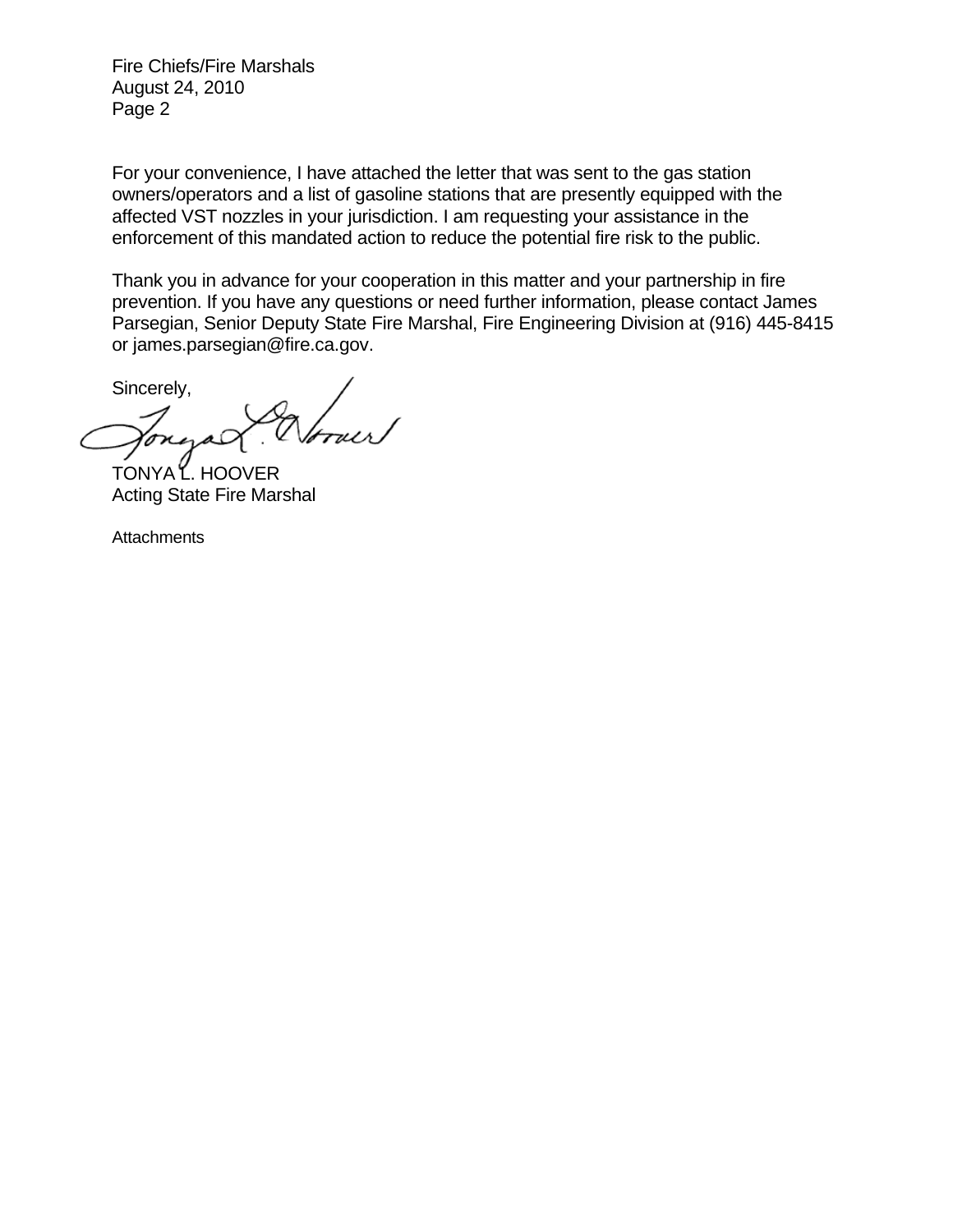For your convenience, I have attached the letter that was sent to the gas station owners/operators and a list of gasoline stations that are presently equipped with the affected VST nozzles in your jurisdiction. I am requesting your assistance in the enforcement of this mandated action to reduce the potential fire risk to the public.

Thank you in advance for your cooperation in this matter and your partnership in fire prevention. If you have any questions or need further information, please contact James Parsegian, Senior Deputy State Fire Marshal, Fire Engineering Division at (916) 445-8415 or james.parsegian@fire.ca.gov.

Sincerely,

TONYA L. HOOVER
Acting State Fire Marshal

Attachments